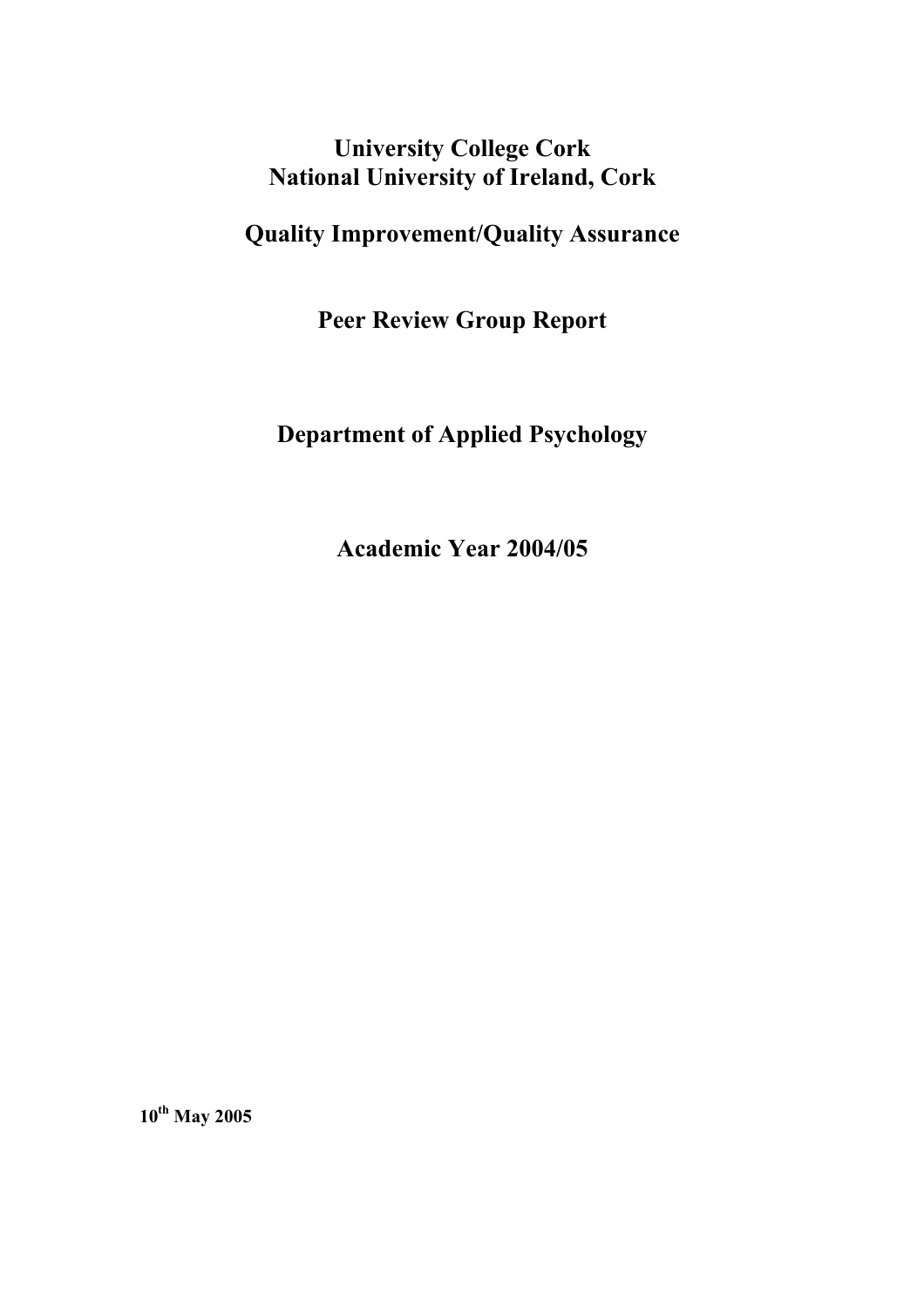# University College Cork
# National University of Ireland, Cork

# Quality Improvement/Quality Assurance

# Peer Review Group Report

# Department of Applied Psychology

# Academic Year 2004/05

**10th May 2005**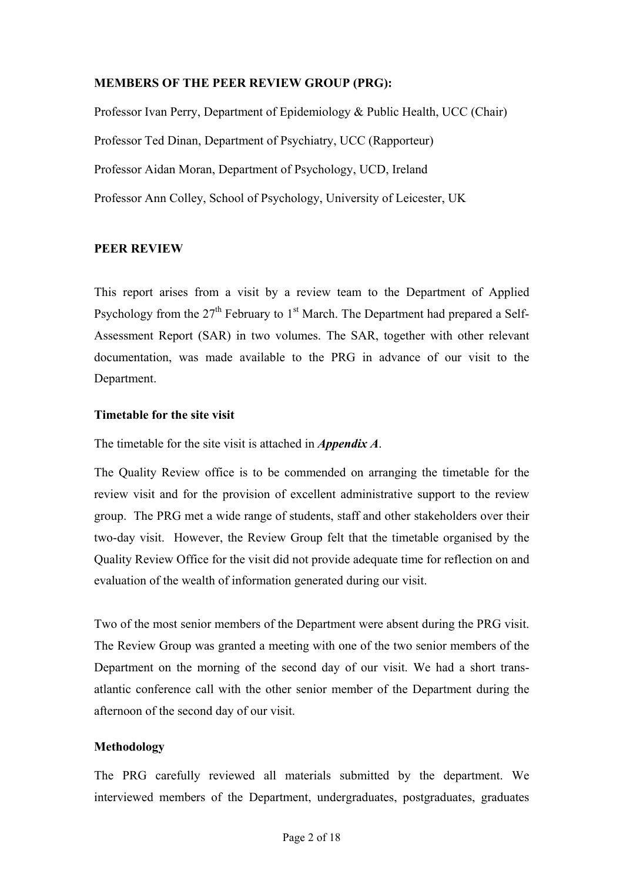## MEMBERS OF THE PEER REVIEW GROUP (PRG):

Professor Ivan Perry, Department of Epidemiology & Public Health, UCC (Chair)

Professor Ted Dinan, Department of Psychiatry, UCC (Rapporteur)

Professor Aidan Moran, Department of Psychology, UCD, Ireland

Professor Ann Colley, School of Psychology, University of Leicester, UK

## PEER REVIEW

This report arises from a visit by a review team to the Department of Applied Psychology from the 27th February to 1st March. The Department had prepared a Self-Assessment Report (SAR) in two volumes. The SAR, together with other relevant documentation, was made available to the PRG in advance of our visit to the Department.

### Timetable for the site visit

The timetable for the site visit is attached in ***Appendix A***.

The Quality Review office is to be commended on arranging the timetable for the review visit and for the provision of excellent administrative support to the review group. The PRG met a wide range of students, staff and other stakeholders over their two-day visit. However, the Review Group felt that the timetable organised by the Quality Review Office for the visit did not provide adequate time for reflection on and evaluation of the wealth of information generated during our visit.

Two of the most senior members of the Department were absent during the PRG visit. The Review Group was granted a meeting with one of the two senior members of the Department on the morning of the second day of our visit. We had a short trans-atlantic conference call with the other senior member of the Department during the afternoon of the second day of our visit.

### Methodology

The PRG carefully reviewed all materials submitted by the department. We interviewed members of the Department, undergraduates, postgraduates, graduates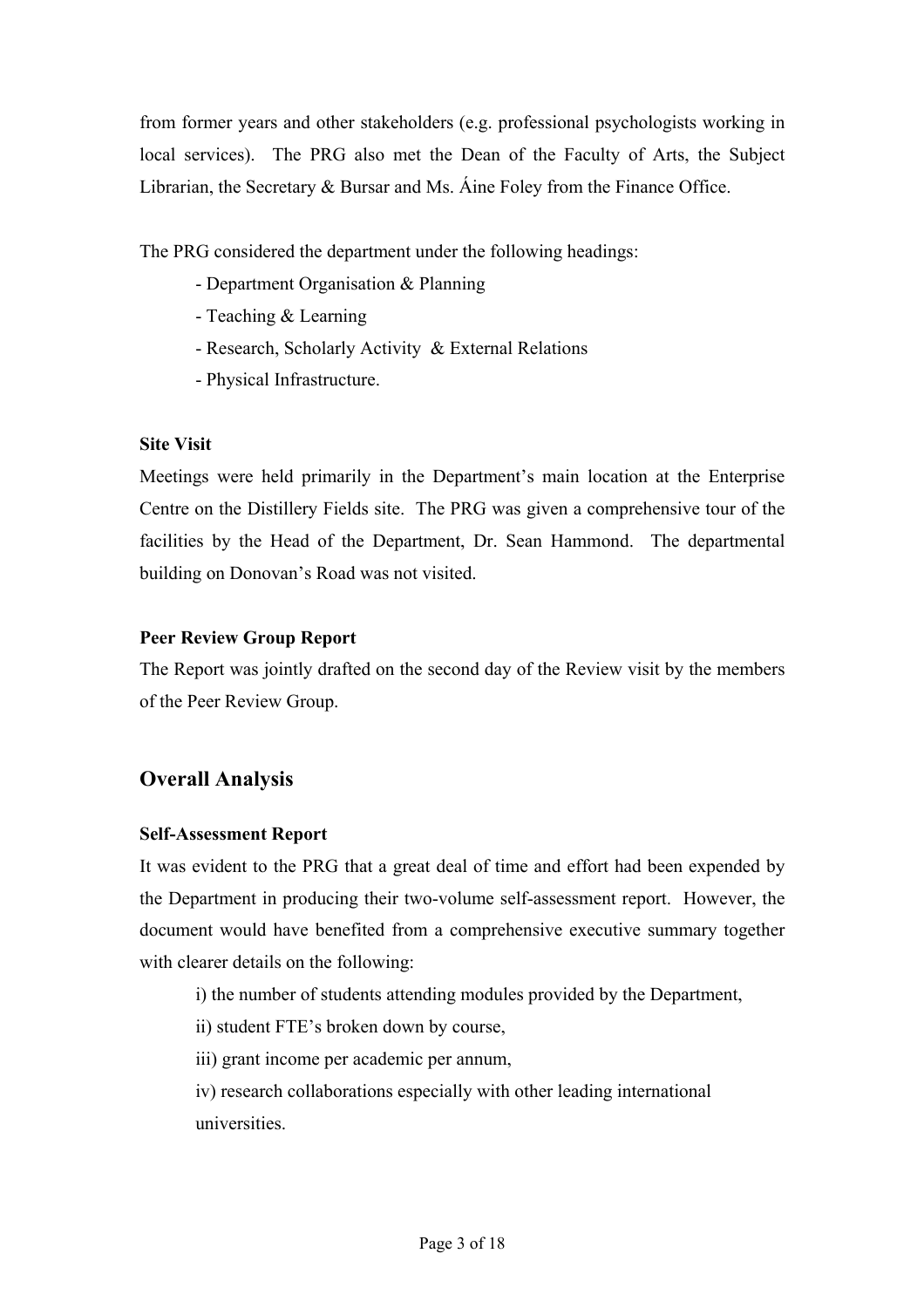from former years and other stakeholders (e.g. professional psychologists working in local services). The PRG also met the Dean of the Faculty of Arts, the Subject Librarian, the Secretary & Bursar and Ms. Áine Foley from the Finance Office.

The PRG considered the department under the following headings:

- Department Organisation & Planning
- Teaching & Learning
- Research, Scholarly Activity & External Relations
- Physical Infrastructure.

**Site Visit**

Meetings were held primarily in the Department's main location at the Enterprise Centre on the Distillery Fields site. The PRG was given a comprehensive tour of the facilities by the Head of the Department, Dr. Sean Hammond. The departmental building on Donovan's Road was not visited.

**Peer Review Group Report**

The Report was jointly drafted on the second day of the Review visit by the members of the Peer Review Group.

## Overall Analysis

**Self-Assessment Report**

It was evident to the PRG that a great deal of time and effort had been expended by the Department in producing their two-volume self-assessment report. However, the document would have benefited from a comprehensive executive summary together with clearer details on the following:

i) the number of students attending modules provided by the Department,

ii) student FTE's broken down by course,

iii) grant income per academic per annum,

iv) research collaborations especially with other leading international universities.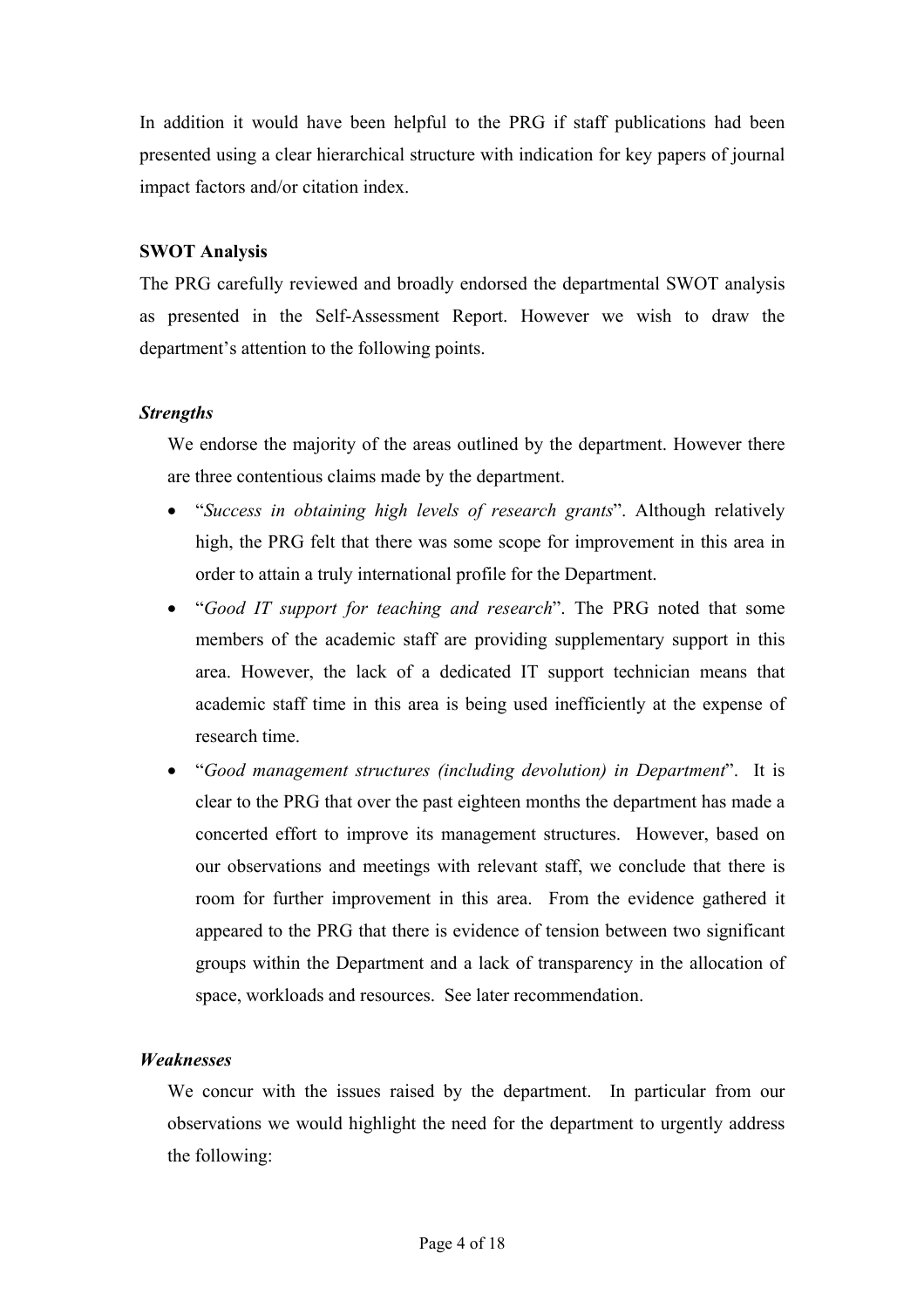In addition it would have been helpful to the PRG if staff publications had been presented using a clear hierarchical structure with indication for key papers of journal impact factors and/or citation index.

**SWOT Analysis**

The PRG carefully reviewed and broadly endorsed the departmental SWOT analysis as presented in the Self-Assessment Report. However we wish to draw the department's attention to the following points.

***Strengths***

We endorse the majority of the areas outlined by the department. However there are three contentious claims made by the department.

- "*Success in obtaining high levels of research grants*". Although relatively high, the PRG felt that there was some scope for improvement in this area in order to attain a truly international profile for the Department.
- "*Good IT support for teaching and research*". The PRG noted that some members of the academic staff are providing supplementary support in this area. However, the lack of a dedicated IT support technician means that academic staff time in this area is being used inefficiently at the expense of research time.
- "*Good management structures (including devolution) in Department*". It is clear to the PRG that over the past eighteen months the department has made a concerted effort to improve its management structures. However, based on our observations and meetings with relevant staff, we conclude that there is room for further improvement in this area. From the evidence gathered it appeared to the PRG that there is evidence of tension between two significant groups within the Department and a lack of transparency in the allocation of space, workloads and resources. See later recommendation.

***Weaknesses***

We concur with the issues raised by the department. In particular from our observations we would highlight the need for the department to urgently address the following: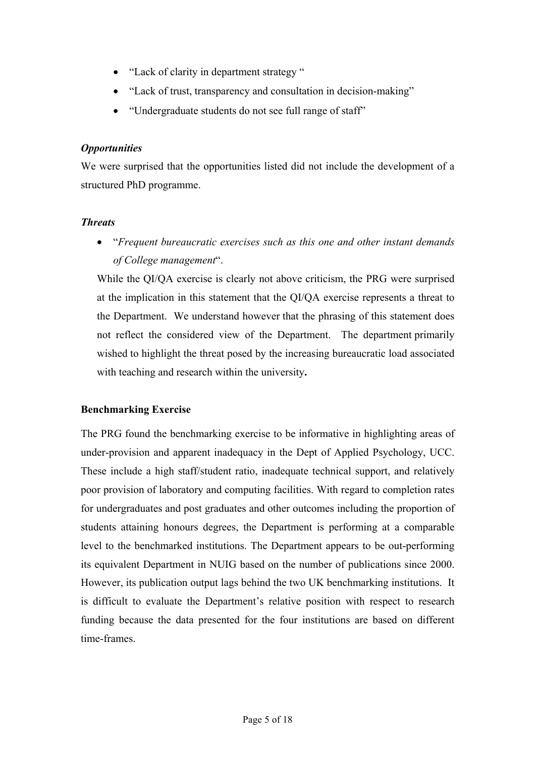- "Lack of clarity in department strategy "
- "Lack of trust, transparency and consultation in decision-making"
- "Undergraduate students do not see full range of staff"

***Opportunities***

We were surprised that the opportunities listed did not include the development of a structured PhD programme.

***Threats***

- "*Frequent bureaucratic exercises such as this one and other instant demands of College management*".

  While the QI/QA exercise is clearly not above criticism, the PRG were surprised at the implication in this statement that the QI/QA exercise represents a threat to the Department. We understand however that the phrasing of this statement does not reflect the considered view of the Department. The department primarily wished to highlight the threat posed by the increasing bureaucratic load associated with teaching and research within the university**.**

**Benchmarking Exercise**

The PRG found the benchmarking exercise to be informative in highlighting areas of under-provision and apparent inadequacy in the Dept of Applied Psychology, UCC. These include a high staff/student ratio, inadequate technical support, and relatively poor provision of laboratory and computing facilities. With regard to completion rates for undergraduates and post graduates and other outcomes including the proportion of students attaining honours degrees, the Department is performing at a comparable level to the benchmarked institutions. The Department appears to be out-performing its equivalent Department in NUIG based on the number of publications since 2000. However, its publication output lags behind the two UK benchmarking institutions. It is difficult to evaluate the Department's relative position with respect to research funding because the data presented for the four institutions are based on different time-frames.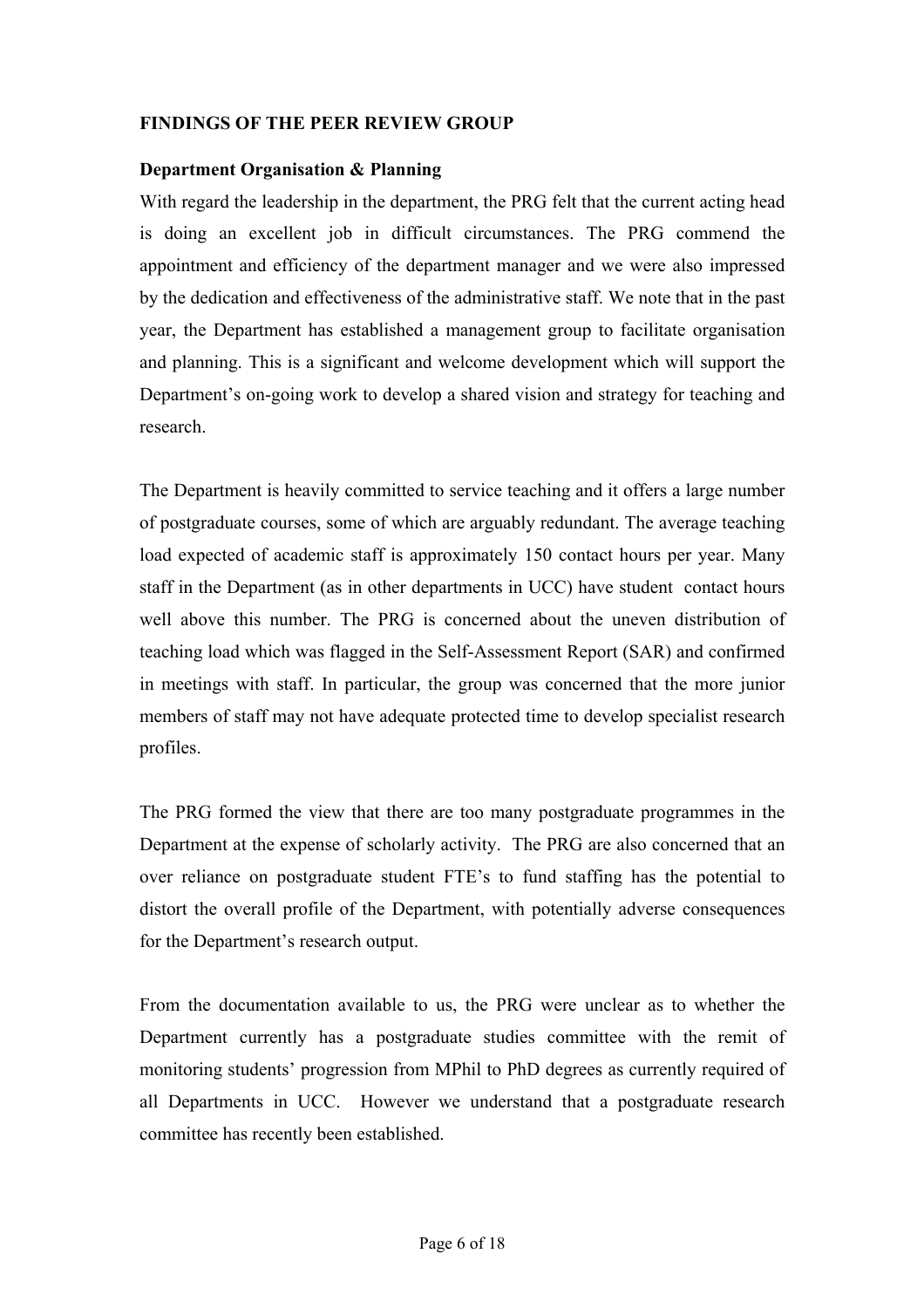**FINDINGS OF THE PEER REVIEW GROUP**

**Department Organisation & Planning**

With regard the leadership in the department, the PRG felt that the current acting head is doing an excellent job in difficult circumstances. The PRG commend the appointment and efficiency of the department manager and we were also impressed by the dedication and effectiveness of the administrative staff. We note that in the past year, the Department has established a management group to facilitate organisation and planning. This is a significant and welcome development which will support the Department's on-going work to develop a shared vision and strategy for teaching and research.

The Department is heavily committed to service teaching and it offers a large number of postgraduate courses, some of which are arguably redundant. The average teaching load expected of academic staff is approximately 150 contact hours per year. Many staff in the Department (as in other departments in UCC) have student contact hours well above this number. The PRG is concerned about the uneven distribution of teaching load which was flagged in the Self-Assessment Report (SAR) and confirmed in meetings with staff. In particular, the group was concerned that the more junior members of staff may not have adequate protected time to develop specialist research profiles.

The PRG formed the view that there are too many postgraduate programmes in the Department at the expense of scholarly activity. The PRG are also concerned that an over reliance on postgraduate student FTE's to fund staffing has the potential to distort the overall profile of the Department, with potentially adverse consequences for the Department's research output.

From the documentation available to us, the PRG were unclear as to whether the Department currently has a postgraduate studies committee with the remit of monitoring students' progression from MPhil to PhD degrees as currently required of all Departments in UCC. However we understand that a postgraduate research committee has recently been established.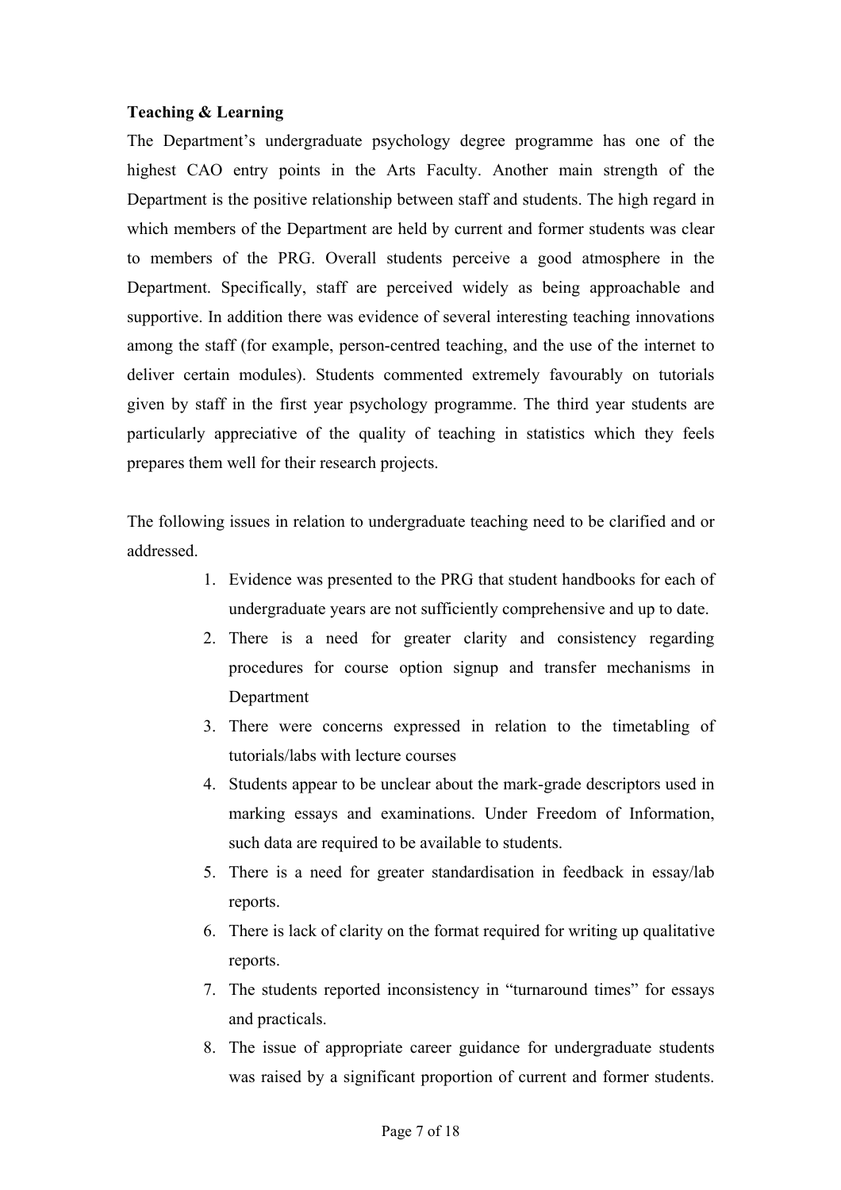**Teaching & Learning**

The Department's undergraduate psychology degree programme has one of the highest CAO entry points in the Arts Faculty. Another main strength of the Department is the positive relationship between staff and students. The high regard in which members of the Department are held by current and former students was clear to members of the PRG. Overall students perceive a good atmosphere in the Department. Specifically, staff are perceived widely as being approachable and supportive. In addition there was evidence of several interesting teaching innovations among the staff (for example, person-centred teaching, and the use of the internet to deliver certain modules). Students commented extremely favourably on tutorials given by staff in the first year psychology programme. The third year students are particularly appreciative of the quality of teaching in statistics which they feels prepares them well for their research projects.

The following issues in relation to undergraduate teaching need to be clarified and or addressed.

1. Evidence was presented to the PRG that student handbooks for each of undergraduate years are not sufficiently comprehensive and up to date.
2. There is a need for greater clarity and consistency regarding procedures for course option signup and transfer mechanisms in Department
3. There were concerns expressed in relation to the timetabling of tutorials/labs with lecture courses
4. Students appear to be unclear about the mark-grade descriptors used in marking essays and examinations. Under Freedom of Information, such data are required to be available to students.
5. There is a need for greater standardisation in feedback in essay/lab reports.
6. There is lack of clarity on the format required for writing up qualitative reports.
7. The students reported inconsistency in "turnaround times" for essays and practicals.
8. The issue of appropriate career guidance for undergraduate students was raised by a significant proportion of current and former students.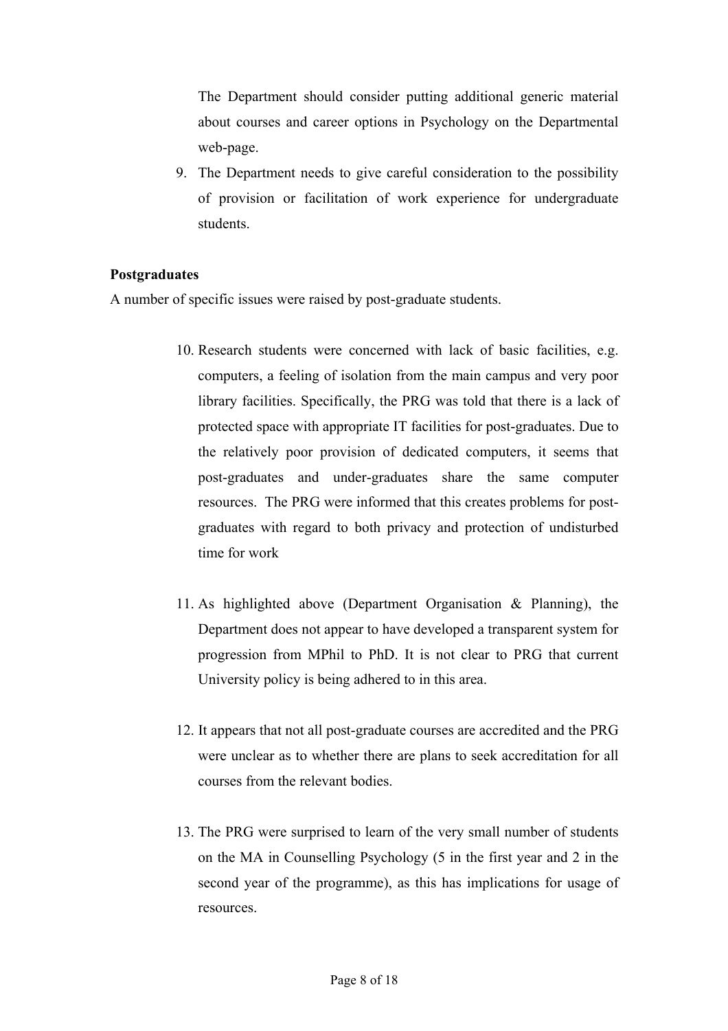The Department should consider putting additional generic material about courses and career options in Psychology on the Departmental web-page.

9. The Department needs to give careful consideration to the possibility of provision or facilitation of work experience for undergraduate students.

**Postgraduates**

A number of specific issues were raised by post-graduate students.

10. Research students were concerned with lack of basic facilities, e.g. computers, a feeling of isolation from the main campus and very poor library facilities. Specifically, the PRG was told that there is a lack of protected space with appropriate IT facilities for post-graduates. Due to the relatively poor provision of dedicated computers, it seems that post-graduates and under-graduates share the same computer resources. The PRG were informed that this creates problems for post-graduates with regard to both privacy and protection of undisturbed time for work

11. As highlighted above (Department Organisation & Planning), the Department does not appear to have developed a transparent system for progression from MPhil to PhD. It is not clear to PRG that current University policy is being adhered to in this area.

12. It appears that not all post-graduate courses are accredited and the PRG were unclear as to whether there are plans to seek accreditation for all courses from the relevant bodies.

13. The PRG were surprised to learn of the very small number of students on the MA in Counselling Psychology (5 in the first year and 2 in the second year of the programme), as this has implications for usage of resources.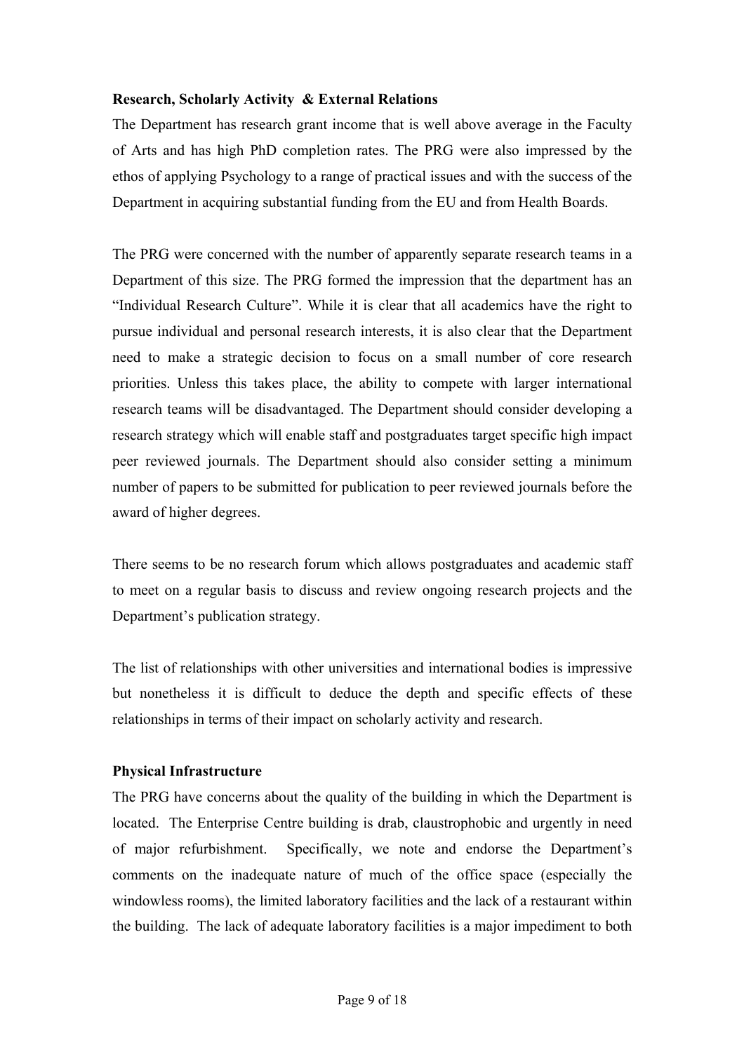**Research, Scholarly Activity & External Relations**

The Department has research grant income that is well above average in the Faculty of Arts and has high PhD completion rates. The PRG were also impressed by the ethos of applying Psychology to a range of practical issues and with the success of the Department in acquiring substantial funding from the EU and from Health Boards.

The PRG were concerned with the number of apparently separate research teams in a Department of this size. The PRG formed the impression that the department has an "Individual Research Culture". While it is clear that all academics have the right to pursue individual and personal research interests, it is also clear that the Department need to make a strategic decision to focus on a small number of core research priorities. Unless this takes place, the ability to compete with larger international research teams will be disadvantaged. The Department should consider developing a research strategy which will enable staff and postgraduates target specific high impact peer reviewed journals. The Department should also consider setting a minimum number of papers to be submitted for publication to peer reviewed journals before the award of higher degrees.

There seems to be no research forum which allows postgraduates and academic staff to meet on a regular basis to discuss and review ongoing research projects and the Department's publication strategy.

The list of relationships with other universities and international bodies is impressive but nonetheless it is difficult to deduce the depth and specific effects of these relationships in terms of their impact on scholarly activity and research.

**Physical Infrastructure**

The PRG have concerns about the quality of the building in which the Department is located. The Enterprise Centre building is drab, claustrophobic and urgently in need of major refurbishment. Specifically, we note and endorse the Department's comments on the inadequate nature of much of the office space (especially the windowless rooms), the limited laboratory facilities and the lack of a restaurant within the building. The lack of adequate laboratory facilities is a major impediment to both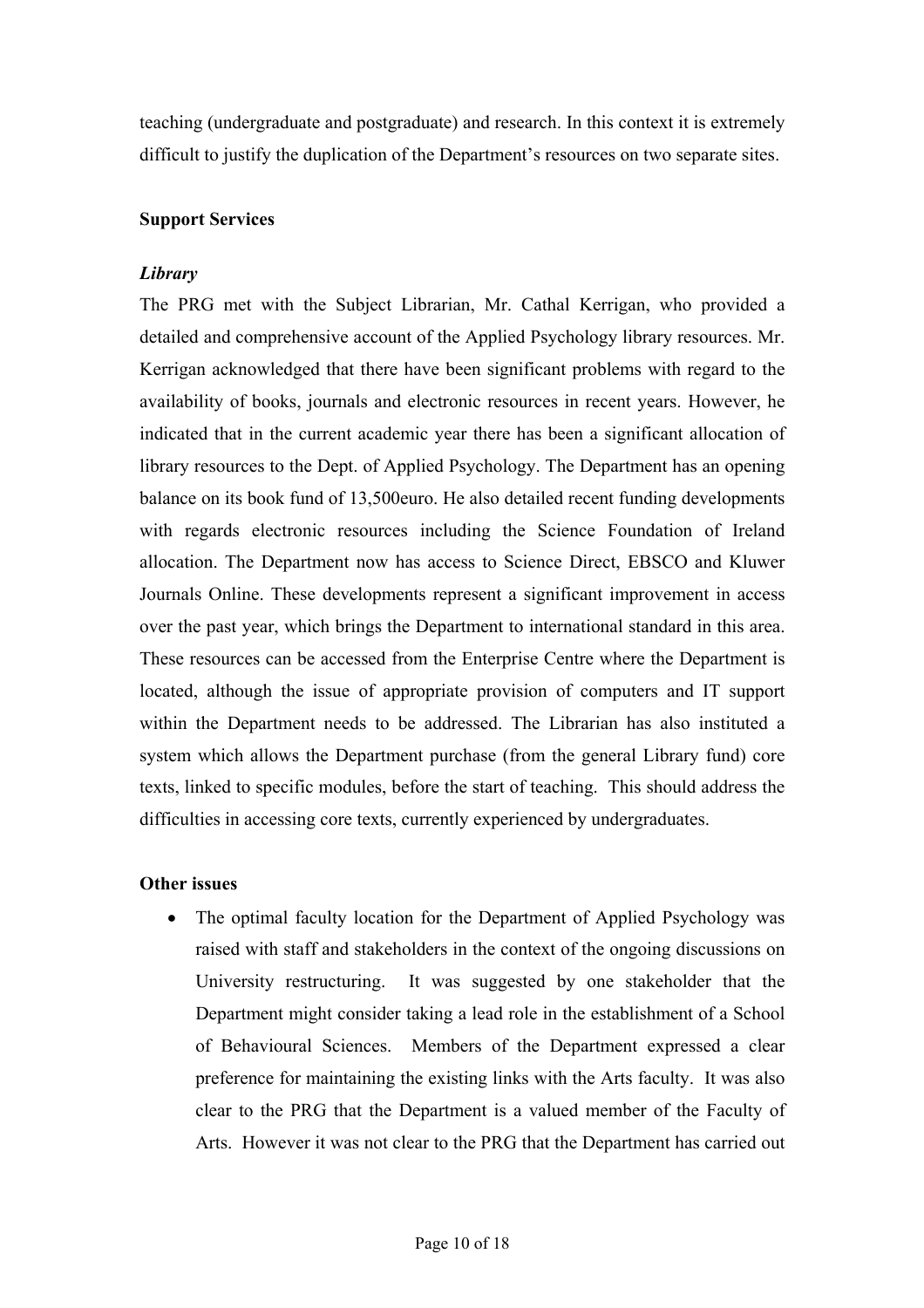teaching (undergraduate and postgraduate) and research. In this context it is extremely difficult to justify the duplication of the Department's resources on two separate sites.

**Support Services**

***Library***

The PRG met with the Subject Librarian, Mr. Cathal Kerrigan, who provided a detailed and comprehensive account of the Applied Psychology library resources. Mr. Kerrigan acknowledged that there have been significant problems with regard to the availability of books, journals and electronic resources in recent years. However, he indicated that in the current academic year there has been a significant allocation of library resources to the Dept. of Applied Psychology. The Department has an opening balance on its book fund of 13,500euro. He also detailed recent funding developments with regards electronic resources including the Science Foundation of Ireland allocation. The Department now has access to Science Direct, EBSCO and Kluwer Journals Online. These developments represent a significant improvement in access over the past year, which brings the Department to international standard in this area. These resources can be accessed from the Enterprise Centre where the Department is located, although the issue of appropriate provision of computers and IT support within the Department needs to be addressed. The Librarian has also instituted a system which allows the Department purchase (from the general Library fund) core texts, linked to specific modules, before the start of teaching. This should address the difficulties in accessing core texts, currently experienced by undergraduates.

**Other issues**

- The optimal faculty location for the Department of Applied Psychology was raised with staff and stakeholders in the context of the ongoing discussions on University restructuring. It was suggested by one stakeholder that the Department might consider taking a lead role in the establishment of a School of Behavioural Sciences. Members of the Department expressed a clear preference for maintaining the existing links with the Arts faculty. It was also clear to the PRG that the Department is a valued member of the Faculty of Arts. However it was not clear to the PRG that the Department has carried out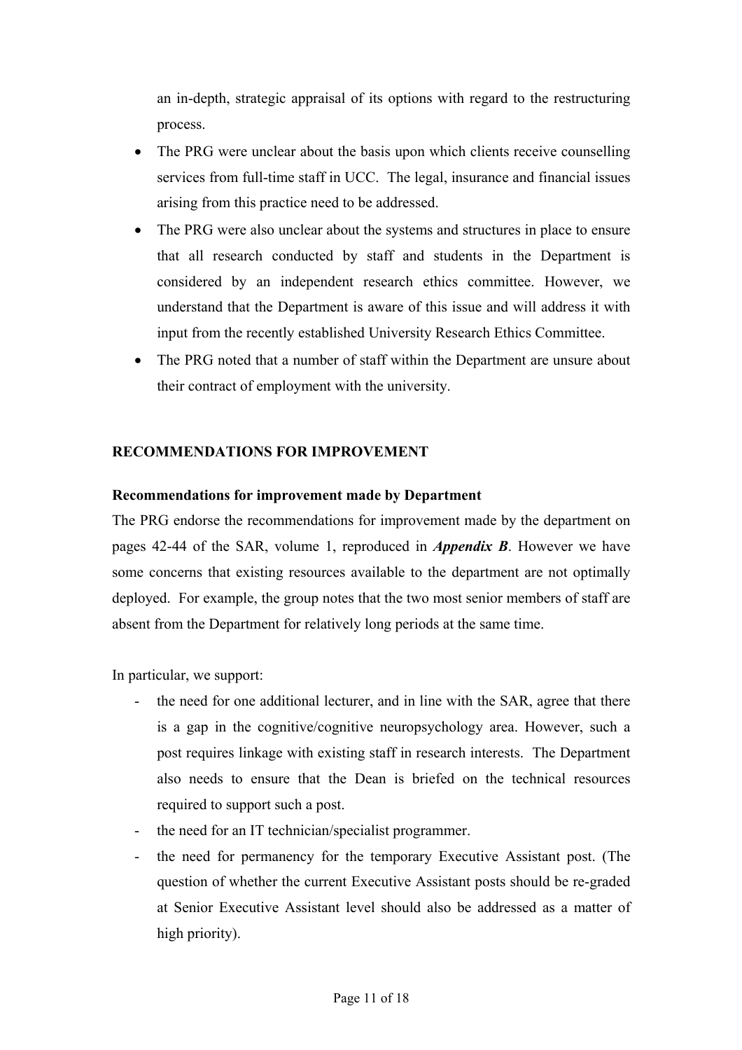an in-depth, strategic appraisal of its options with regard to the restructuring process.

- The PRG were unclear about the basis upon which clients receive counselling services from full-time staff in UCC. The legal, insurance and financial issues arising from this practice need to be addressed.
- The PRG were also unclear about the systems and structures in place to ensure that all research conducted by staff and students in the Department is considered by an independent research ethics committee. However, we understand that the Department is aware of this issue and will address it with input from the recently established University Research Ethics Committee.
- The PRG noted that a number of staff within the Department are unsure about their contract of employment with the university.

## RECOMMENDATIONS FOR IMPROVEMENT

### Recommendations for improvement made by Department

The PRG endorse the recommendations for improvement made by the department on pages 42-44 of the SAR, volume 1, reproduced in ***Appendix B***. However we have some concerns that existing resources available to the department are not optimally deployed. For example, the group notes that the two most senior members of staff are absent from the Department for relatively long periods at the same time.

In particular, we support:

- the need for one additional lecturer, and in line with the SAR, agree that there is a gap in the cognitive/cognitive neuropsychology area. However, such a post requires linkage with existing staff in research interests. The Department also needs to ensure that the Dean is briefed on the technical resources required to support such a post.
- the need for an IT technician/specialist programmer.
- the need for permanency for the temporary Executive Assistant post. (The question of whether the current Executive Assistant posts should be re-graded at Senior Executive Assistant level should also be addressed as a matter of high priority).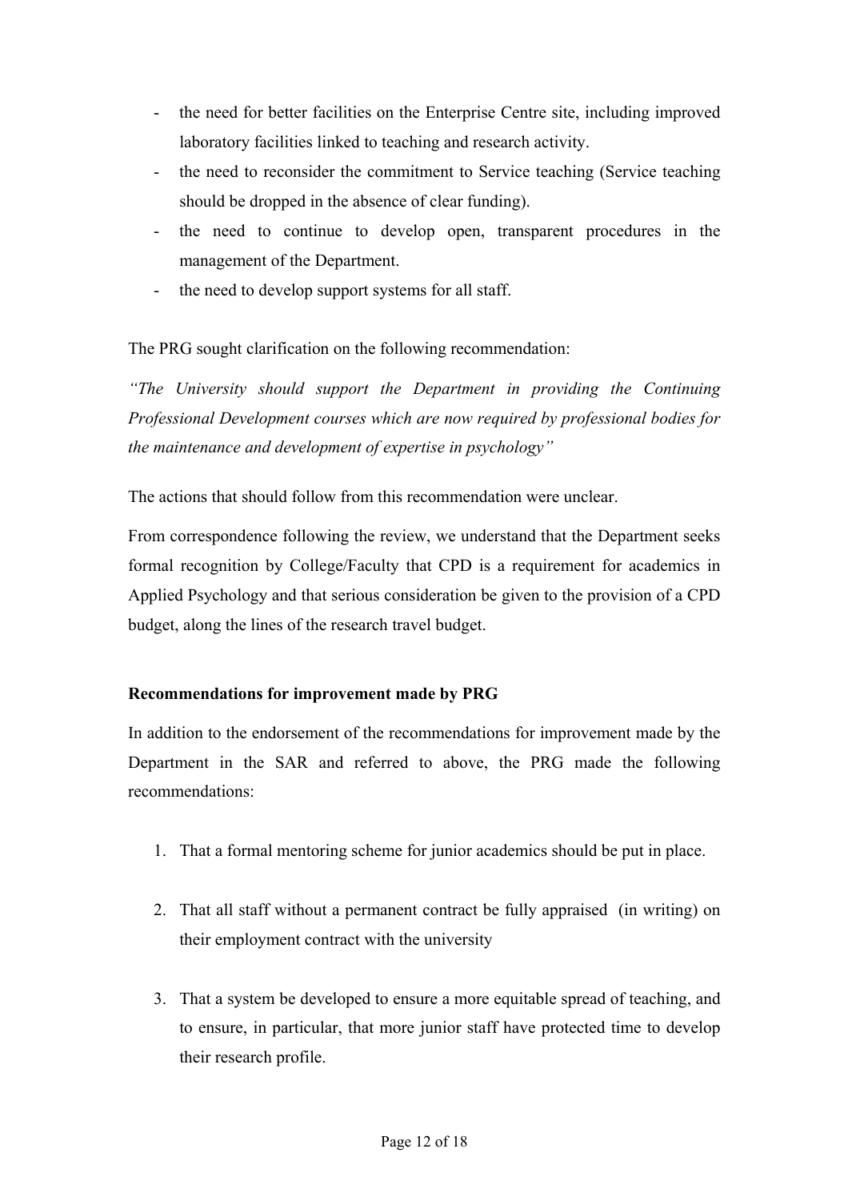- the need for better facilities on the Enterprise Centre site, including improved laboratory facilities linked to teaching and research activity.
- the need to reconsider the commitment to Service teaching (Service teaching should be dropped in the absence of clear funding).
- the need to continue to develop open, transparent procedures in the management of the Department.
- the need to develop support systems for all staff.

The PRG sought clarification on the following recommendation:

*"The University should support the Department in providing the Continuing Professional Development courses which are now required by professional bodies for the maintenance and development of expertise in psychology"*

The actions that should follow from this recommendation were unclear.

From correspondence following the review, we understand that the Department seeks formal recognition by College/Faculty that CPD is a requirement for academics in Applied Psychology and that serious consideration be given to the provision of a CPD budget, along the lines of the research travel budget.

**Recommendations for improvement made by PRG**

In addition to the endorsement of the recommendations for improvement made by the Department in the SAR and referred to above, the PRG made the following recommendations:

1. That a formal mentoring scheme for junior academics should be put in place.

2. That all staff without a permanent contract be fully appraised (in writing) on their employment contract with the university

3. That a system be developed to ensure a more equitable spread of teaching, and to ensure, in particular, that more junior staff have protected time to develop their research profile.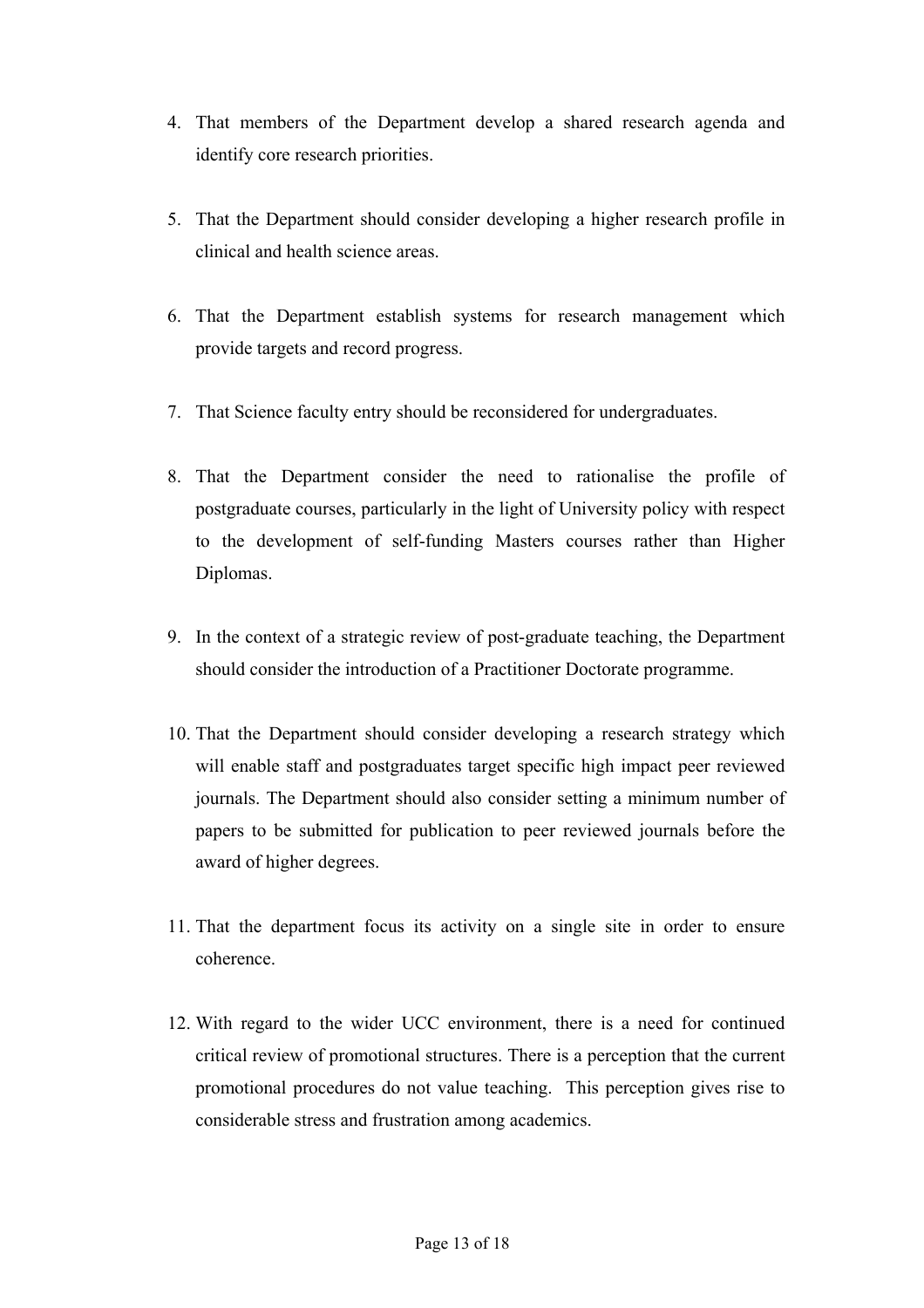4. That members of the Department develop a shared research agenda and identify core research priorities.

5. That the Department should consider developing a higher research profile in clinical and health science areas.

6. That the Department establish systems for research management which provide targets and record progress.

7. That Science faculty entry should be reconsidered for undergraduates.

8. That the Department consider the need to rationalise the profile of postgraduate courses, particularly in the light of University policy with respect to the development of self-funding Masters courses rather than Higher Diplomas.

9. In the context of a strategic review of post-graduate teaching, the Department should consider the introduction of a Practitioner Doctorate programme.

10. That the Department should consider developing a research strategy which will enable staff and postgraduates target specific high impact peer reviewed journals. The Department should also consider setting a minimum number of papers to be submitted for publication to peer reviewed journals before the award of higher degrees.

11. That the department focus its activity on a single site in order to ensure coherence.

12. With regard to the wider UCC environment, there is a need for continued critical review of promotional structures. There is a perception that the current promotional procedures do not value teaching. This perception gives rise to considerable stress and frustration among academics.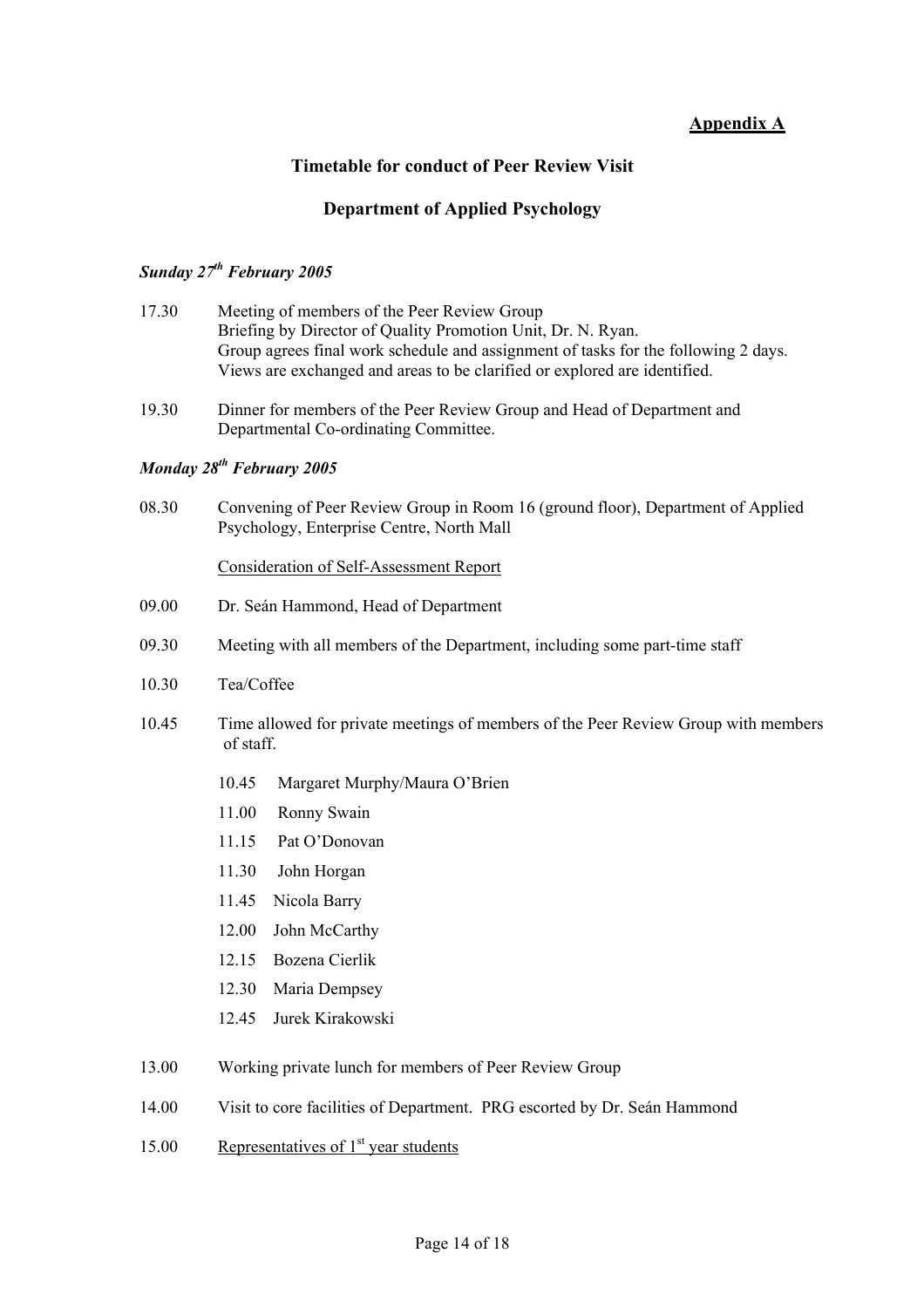**Appendix A**

## Timetable for conduct of Peer Review Visit

## Department of Applied Psychology

### *Sunday 27th February 2005*

17.30 Meeting of members of the Peer Review Group
Briefing by Director of Quality Promotion Unit, Dr. N. Ryan.
Group agrees final work schedule and assignment of tasks for the following 2 days.
Views are exchanged and areas to be clarified or explored are identified.

19.30 Dinner for members of the Peer Review Group and Head of Department and Departmental Co-ordinating Committee.

### *Monday 28th February 2005*

08.30 Convening of Peer Review Group in Room 16 (ground floor), Department of Applied Psychology, Enterprise Centre, North Mall

Consideration of Self-Assessment Report

09.00 Dr. Seán Hammond, Head of Department

09.30 Meeting with all members of the Department, including some part-time staff

10.30 Tea/Coffee

10.45 Time allowed for private meetings of members of the Peer Review Group with members of staff.

- 10.45 Margaret Murphy/Maura O'Brien
- 11.00 Ronny Swain
- 11.15 Pat O'Donovan
- 11.30 John Horgan
- 11.45 Nicola Barry
- 12.00 John McCarthy
- 12.15 Bozena Cierlik
- 12.30 Maria Dempsey
- 12.45 Jurek Kirakowski

13.00 Working private lunch for members of Peer Review Group

14.00 Visit to core facilities of Department. PRG escorted by Dr. Seán Hammond

15.00 Representatives of 1st year students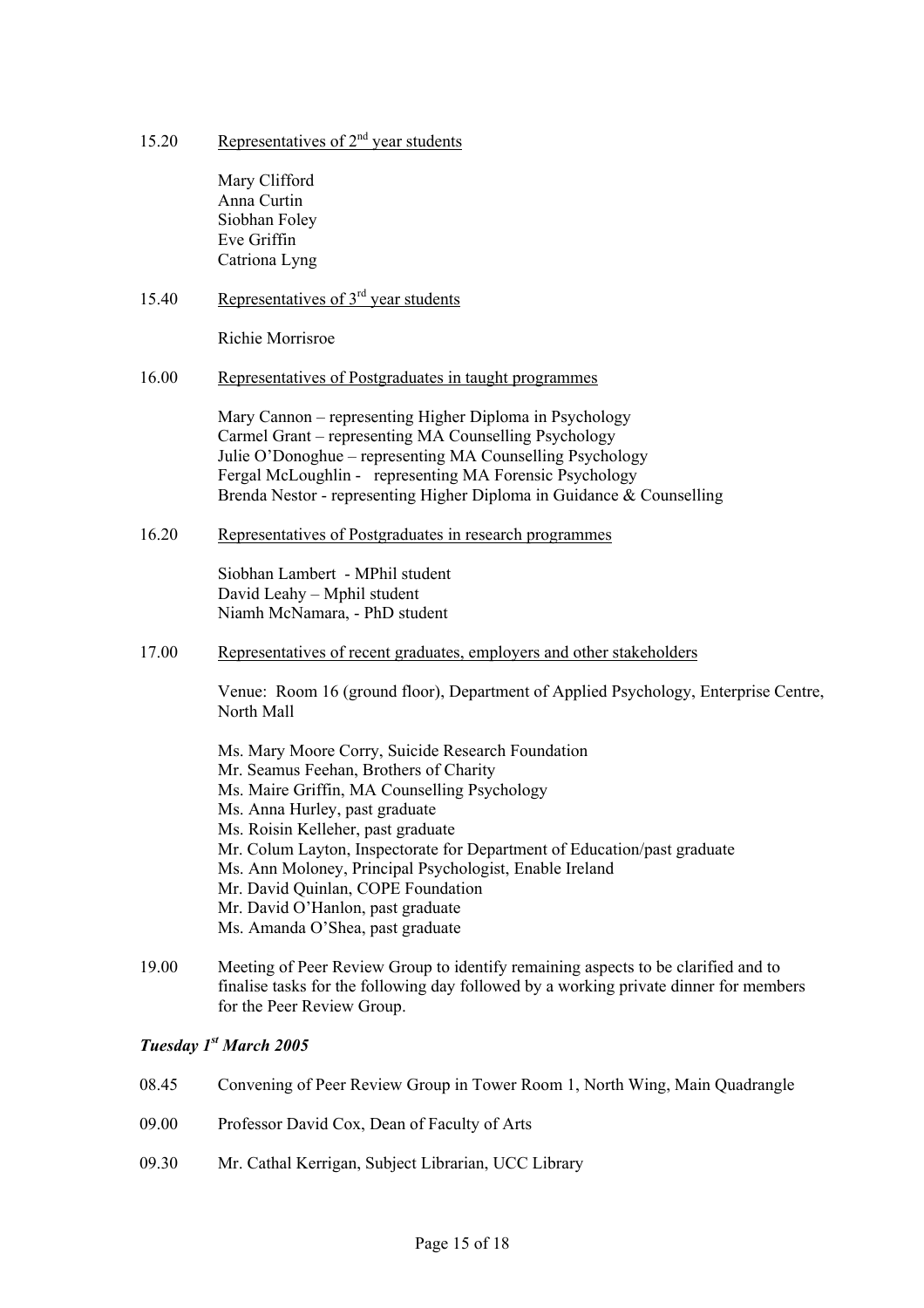15.20 Representatives of 2nd year students

Mary Clifford  
Anna Curtin  
Siobhan Foley  
Eve Griffin  
Catriona Lyng

15.40 Representatives of 3rd year students

Richie Morrisroe

16.00 Representatives of Postgraduates in taught programmes

Mary Cannon – representing Higher Diploma in Psychology  
Carmel Grant – representing MA Counselling Psychology  
Julie O'Donoghue – representing MA Counselling Psychology  
Fergal McLoughlin - representing MA Forensic Psychology  
Brenda Nestor - representing Higher Diploma in Guidance & Counselling

16.20 Representatives of Postgraduates in research programmes

Siobhan Lambert - MPhil student  
David Leahy – Mphil student  
Niamh McNamara, - PhD student

17.00 Representatives of recent graduates, employers and other stakeholders

Venue: Room 16 (ground floor), Department of Applied Psychology, Enterprise Centre, North Mall

Ms. Mary Moore Corry, Suicide Research Foundation  
Mr. Seamus Feehan, Brothers of Charity  
Ms. Maire Griffin, MA Counselling Psychology  
Ms. Anna Hurley, past graduate  
Ms. Roisin Kelleher, past graduate  
Mr. Colum Layton, Inspectorate for Department of Education/past graduate  
Ms. Ann Moloney, Principal Psychologist, Enable Ireland  
Mr. David Quinlan, COPE Foundation  
Mr. David O'Hanlon, past graduate  
Ms. Amanda O'Shea, past graduate

19.00 Meeting of Peer Review Group to identify remaining aspects to be clarified and to finalise tasks for the following day followed by a working private dinner for members for the Peer Review Group.

***Tuesday 1st March 2005***

08.45 Convening of Peer Review Group in Tower Room 1, North Wing, Main Quadrangle

09.00 Professor David Cox, Dean of Faculty of Arts

09.30 Mr. Cathal Kerrigan, Subject Librarian, UCC Library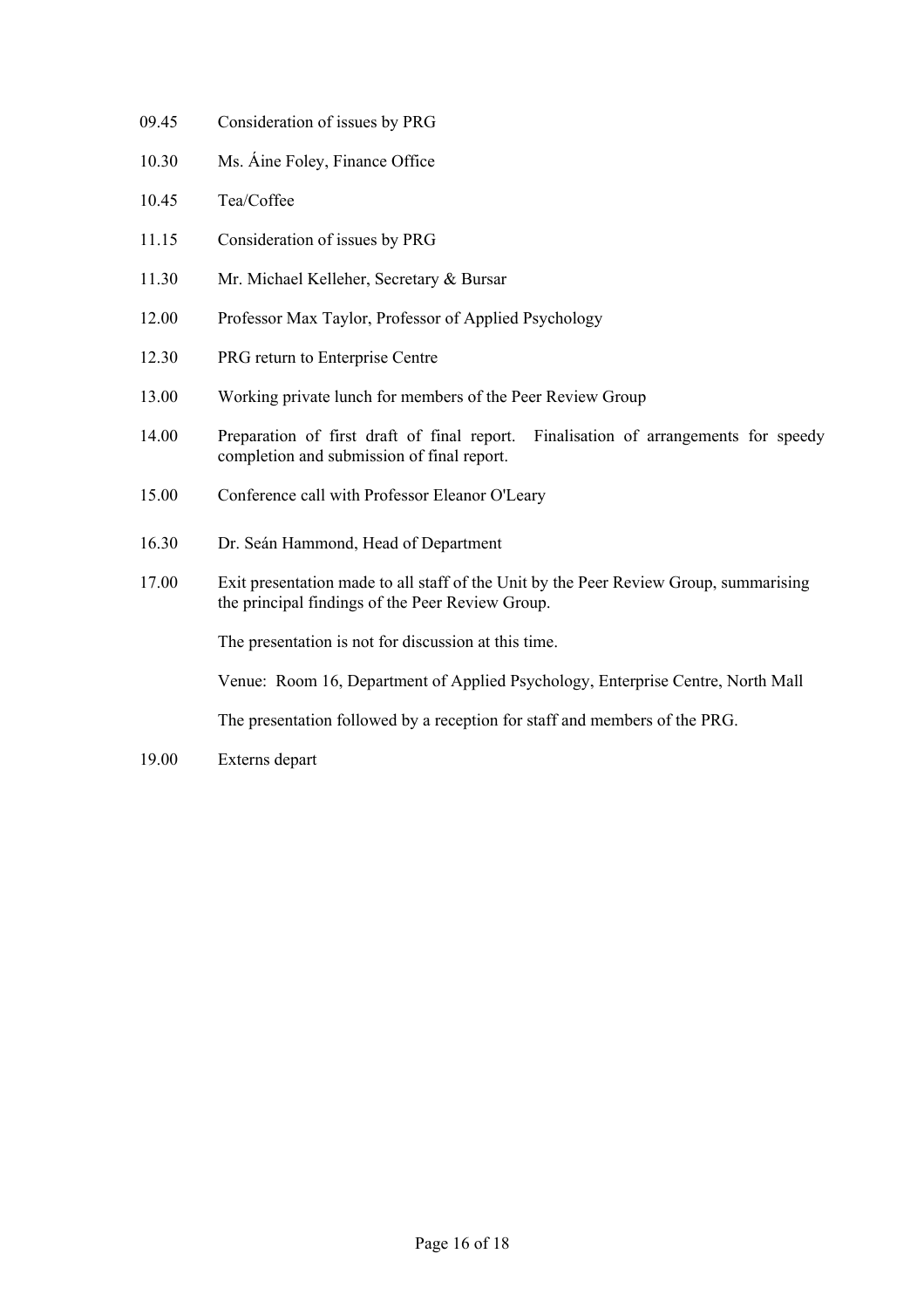09.45 Consideration of issues by PRG

10.30 Ms. Áine Foley, Finance Office

10.45 Tea/Coffee

11.15 Consideration of issues by PRG

11.30 Mr. Michael Kelleher, Secretary & Bursar

12.00 Professor Max Taylor, Professor of Applied Psychology

12.30 PRG return to Enterprise Centre

13.00 Working private lunch for members of the Peer Review Group

14.00 Preparation of first draft of final report. Finalisation of arrangements for speedy completion and submission of final report.

15.00 Conference call with Professor Eleanor O'Leary

16.30 Dr. Seán Hammond, Head of Department

17.00 Exit presentation made to all staff of the Unit by the Peer Review Group, summarising the principal findings of the Peer Review Group.

The presentation is not for discussion at this time.

Venue: Room 16, Department of Applied Psychology, Enterprise Centre, North Mall

The presentation followed by a reception for staff and members of the PRG.

19.00 Externs depart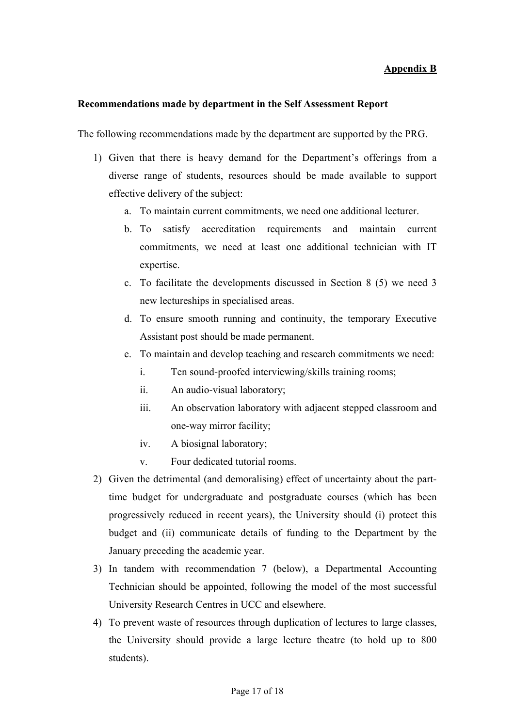**Appendix B**

**Recommendations made by department in the Self Assessment Report**

The following recommendations made by the department are supported by the PRG.

1) Given that there is heavy demand for the Department's offerings from a diverse range of students, resources should be made available to support effective delivery of the subject:
    a. To maintain current commitments, we need one additional lecturer.
    b. To satisfy accreditation requirements and maintain current commitments, we need at least one additional technician with IT expertise.
    c. To facilitate the developments discussed in Section 8 (5) we need 3 new lectureships in specialised areas.
    d. To ensure smooth running and continuity, the temporary Executive Assistant post should be made permanent.
    e. To maintain and develop teaching and research commitments we need:
        i. Ten sound-proofed interviewing/skills training rooms;
        ii. An audio-visual laboratory;
        iii. An observation laboratory with adjacent stepped classroom and one-way mirror facility;
        iv. A biosignal laboratory;
        v. Four dedicated tutorial rooms.
2) Given the detrimental (and demoralising) effect of uncertainty about the part-time budget for undergraduate and postgraduate courses (which has been progressively reduced in recent years), the University should (i) protect this budget and (ii) communicate details of funding to the Department by the January preceding the academic year.
3) In tandem with recommendation 7 (below), a Departmental Accounting Technician should be appointed, following the model of the most successful University Research Centres in UCC and elsewhere.
4) To prevent waste of resources through duplication of lectures to large classes, the University should provide a large lecture theatre (to hold up to 800 students).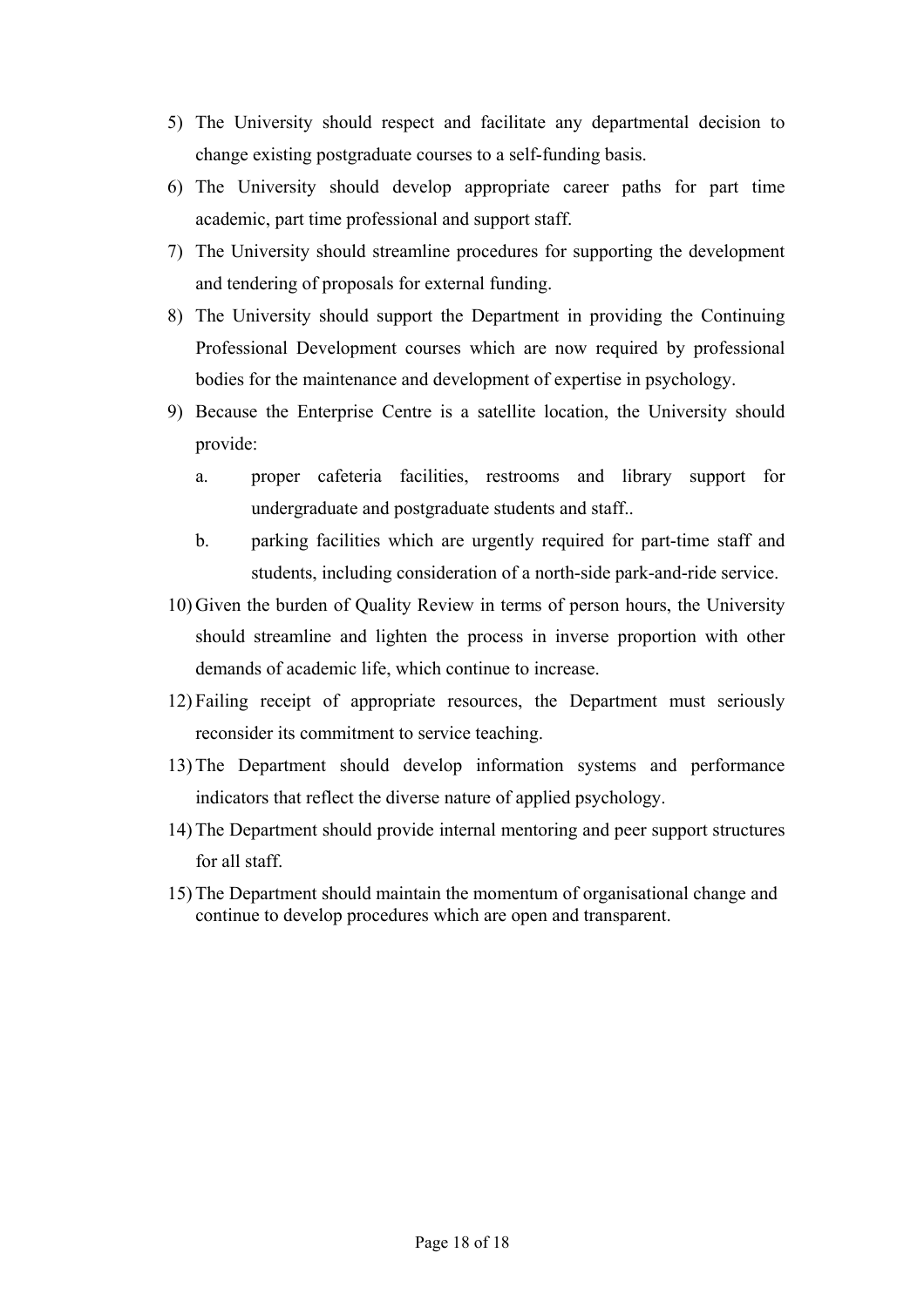5) The University should respect and facilitate any departmental decision to change existing postgraduate courses to a self-funding basis.
6) The University should develop appropriate career paths for part time academic, part time professional and support staff.
7) The University should streamline procedures for supporting the development and tendering of proposals for external funding.
8) The University should support the Department in providing the Continuing Professional Development courses which are now required by professional bodies for the maintenance and development of expertise in psychology.
9) Because the Enterprise Centre is a satellite location, the University should provide:
    a. proper cafeteria facilities, restrooms and library support for undergraduate and postgraduate students and staff..
    b. parking facilities which are urgently required for part-time staff and students, including consideration of a north-side park-and-ride service.
10) Given the burden of Quality Review in terms of person hours, the University should streamline and lighten the process in inverse proportion with other demands of academic life, which continue to increase.
12) Failing receipt of appropriate resources, the Department must seriously reconsider its commitment to service teaching.
13) The Department should develop information systems and performance indicators that reflect the diverse nature of applied psychology.
14) The Department should provide internal mentoring and peer support structures for all staff.
15) The Department should maintain the momentum of organisational change and continue to develop procedures which are open and transparent.